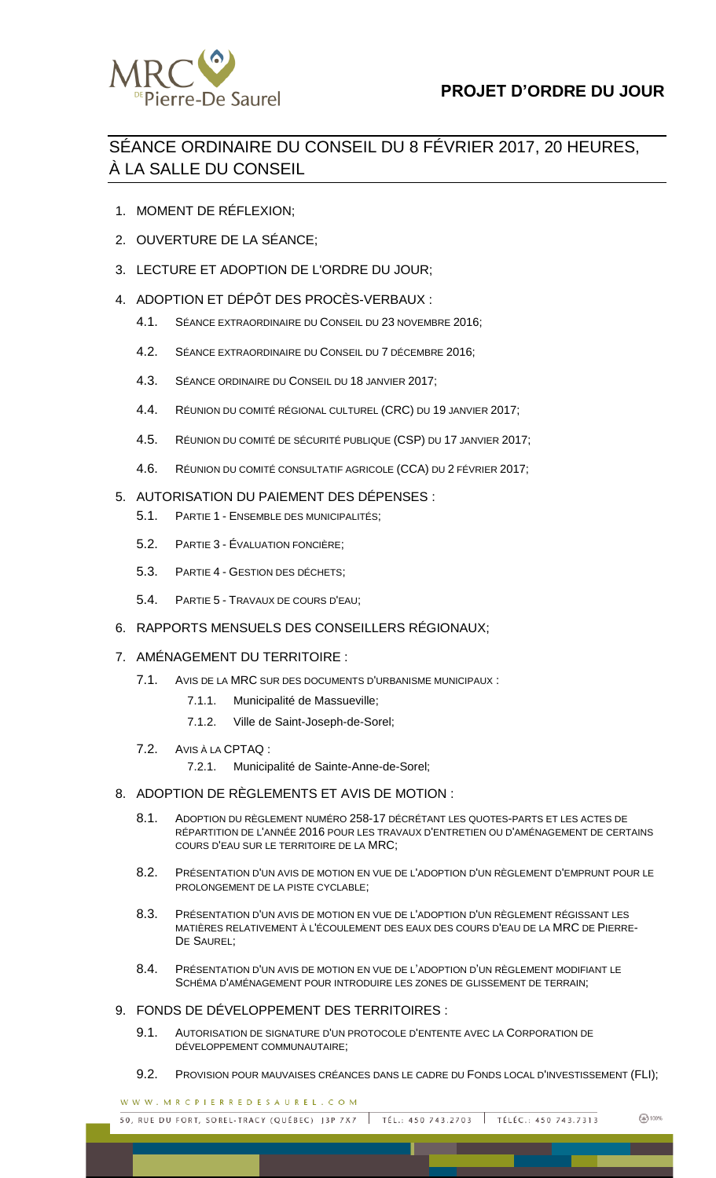# PROJET D'ORDRE DU JOUR

## SÉANCE ORDINAIRE DU CONSEIL DU 8 FÉVRIER 2017, 20 HEURES, À LA SALLE DU CONSEIL

1. MOMENT DE RÉFLEXION;
2. OUVERTURE DE LA SÉANCE;
3. LECTURE ET ADOPTION DE L'ORDRE DU JOUR;
4. ADOPTION ET DÉPÔT DES PROCÈS-VERBAUX :
   - 4.1. SÉANCE EXTRAORDINAIRE DU CONSEIL DU 23 NOVEMBRE 2016;
   - 4.2. SÉANCE EXTRAORDINAIRE DU CONSEIL DU 7 DÉCEMBRE 2016;
   - 4.3. SÉANCE ORDINAIRE DU CONSEIL DU 18 JANVIER 2017;
   - 4.4. RÉUNION DU COMITÉ RÉGIONAL CULTUREL (CRC) DU 19 JANVIER 2017;
   - 4.5. RÉUNION DU COMITÉ DE SÉCURITÉ PUBLIQUE (CSP) DU 17 JANVIER 2017;
   - 4.6. RÉUNION DU COMITÉ CONSULTATIF AGRICOLE (CCA) DU 2 FÉVRIER 2017;
5. AUTORISATION DU PAIEMENT DES DÉPENSES :
   - 5.1. PARTIE 1 - ENSEMBLE DES MUNICIPALITÉS;
   - 5.2. PARTIE 3 - ÉVALUATION FONCIÈRE;
   - 5.3. PARTIE 4 - GESTION DES DÉCHETS;
   - 5.4. PARTIE 5 - TRAVAUX DE COURS D'EAU;
6. RAPPORTS MENSUELS DES CONSEILLERS RÉGIONAUX;
7. AMÉNAGEMENT DU TERRITOIRE :
   - 7.1. AVIS DE LA MRC SUR DES DOCUMENTS D'URBANISME MUNICIPAUX :
     - 7.1.1. Municipalité de Massueville;
     - 7.1.2. Ville de Saint-Joseph-de-Sorel;
   - 7.2. AVIS À LA CPTAQ :
     - 7.2.1. Municipalité de Sainte-Anne-de-Sorel;
8. ADOPTION DE RÈGLEMENTS ET AVIS DE MOTION :
   - 8.1. ADOPTION DU RÈGLEMENT NUMÉRO 258-17 DÉCRÉTANT LES QUOTES-PARTS ET LES ACTES DE RÉPARTITION DE L'ANNÉE 2016 POUR LES TRAVAUX D'ENTRETIEN OU D'AMÉNAGEMENT DE CERTAINS COURS D'EAU SUR LE TERRITOIRE DE LA MRC;
   - 8.2. PRÉSENTATION D'UN AVIS DE MOTION EN VUE DE L'ADOPTION D'UN RÈGLEMENT D'EMPRUNT POUR LE PROLONGEMENT DE LA PISTE CYCLABLE;
   - 8.3. PRÉSENTATION D'UN AVIS DE MOTION EN VUE DE L'ADOPTION D'UN RÈGLEMENT RÉGISSANT LES MATIÈRES RELATIVEMENT À L'ÉCOULEMENT DES EAUX DES COURS D'EAU DE LA MRC DE PIERRE-DE SAUREL;
   - 8.4. PRÉSENTATION D'UN AVIS DE MOTION EN VUE DE L'ADOPTION D'UN RÈGLEMENT MODIFIANT LE SCHÉMA D'AMÉNAGEMENT POUR INTRODUIRE LES ZONES DE GLISSEMENT DE TERRAIN;
9. FONDS DE DÉVELOPPEMENT DES TERRITOIRES :
   - 9.1. AUTORISATION DE SIGNATURE D'UN PROTOCOLE D'ENTENTE AVEC LA CORPORATION DE DÉVELOPPEMENT COMMUNAUTAIRE;
   - 9.2. PROVISION POUR MAUVAISES CRÉANCES DANS LE CADRE DU FONDS LOCAL D'INVESTISSEMENT (FLI);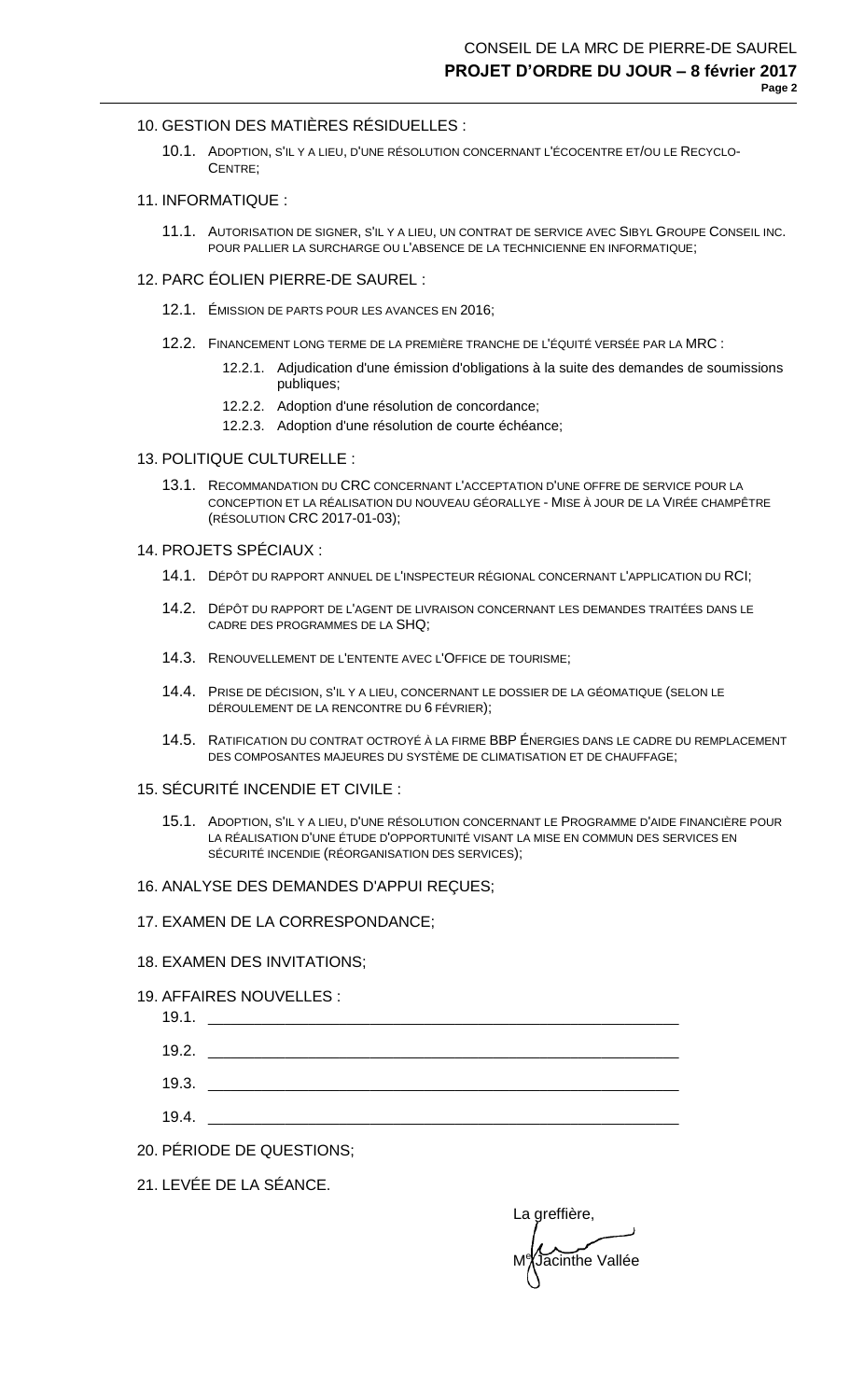10. GESTION DES MATIÈRES RÉSIDUELLES :

    10.1. ADOPTION, S'IL Y A LIEU, D'UNE RÉSOLUTION CONCERNANT L'ÉCOCENTRE ET/OU LE RECYCLO-CENTRE;

11. INFORMATIQUE :

    11.1. AUTORISATION DE SIGNER, S'IL Y A LIEU, UN CONTRAT DE SERVICE AVEC SIBYL GROUPE CONSEIL INC. POUR PALLIER LA SURCHARGE OU L'ABSENCE DE LA TECHNICIENNE EN INFORMATIQUE;

12. PARC ÉOLIEN PIERRE-DE SAUREL :

    12.1. ÉMISSION DE PARTS POUR LES AVANCES EN 2016;

    12.2. FINANCEMENT LONG TERME DE LA PREMIÈRE TRANCHE DE L'ÉQUITÉ VERSÉE PAR LA MRC :

        12.2.1. Adjudication d'une émission d'obligations à la suite des demandes de soumissions publiques;

        12.2.2. Adoption d'une résolution de concordance;

        12.2.3. Adoption d'une résolution de courte échéance;

13. POLITIQUE CULTURELLE :

    13.1. RECOMMANDATION DU CRC CONCERNANT L'ACCEPTATION D'UNE OFFRE DE SERVICE POUR LA CONCEPTION ET LA RÉALISATION DU NOUVEAU GÉORALLYE - MISE À JOUR DE LA VIRÉE CHAMPÊTRE (RÉSOLUTION CRC 2017-01-03);

14. PROJETS SPÉCIAUX :

    14.1. DÉPÔT DU RAPPORT ANNUEL DE L'INSPECTEUR RÉGIONAL CONCERNANT L'APPLICATION DU RCI;

    14.2. DÉPÔT DU RAPPORT DE L'AGENT DE LIVRAISON CONCERNANT LES DEMANDES TRAITÉES DANS LE CADRE DES PROGRAMMES DE LA SHQ;

    14.3. RENOUVELLEMENT DE L'ENTENTE AVEC L'OFFICE DE TOURISME;

    14.4. PRISE DE DÉCISION, S'IL Y A LIEU, CONCERNANT LE DOSSIER DE LA GÉOMATIQUE (SELON LE DÉROULEMENT DE LA RENCONTRE DU 6 FÉVRIER);

    14.5. RATIFICATION DU CONTRAT OCTROYÉ À LA FIRME BBP ÉNERGIES DANS LE CADRE DU REMPLACEMENT DES COMPOSANTES MAJEURES DU SYSTÈME DE CLIMATISATION ET DE CHAUFFAGE;

15. SÉCURITÉ INCENDIE ET CIVILE :

    15.1. ADOPTION, S'IL Y A LIEU, D'UNE RÉSOLUTION CONCERNANT LE PROGRAMME D'AIDE FINANCIÈRE POUR LA RÉALISATION D'UNE ÉTUDE D'OPPORTUNITÉ VISANT LA MISE EN COMMUN DES SERVICES EN SÉCURITÉ INCENDIE (RÉORGANISATION DES SERVICES);

16. ANALYSE DES DEMANDES D'APPUI REÇUES;

17. EXAMEN DE LA CORRESPONDANCE;

18. EXAMEN DES INVITATIONS;

19. AFFAIRES NOUVELLES :

    19.1. ______________________________

    19.2. ______________________________

    19.3. ______________________________

    19.4. ______________________________

20. PÉRIODE DE QUESTIONS;

21. LEVÉE DE LA SÉANCE.

La greffière,

Me Jacinthe Vallée